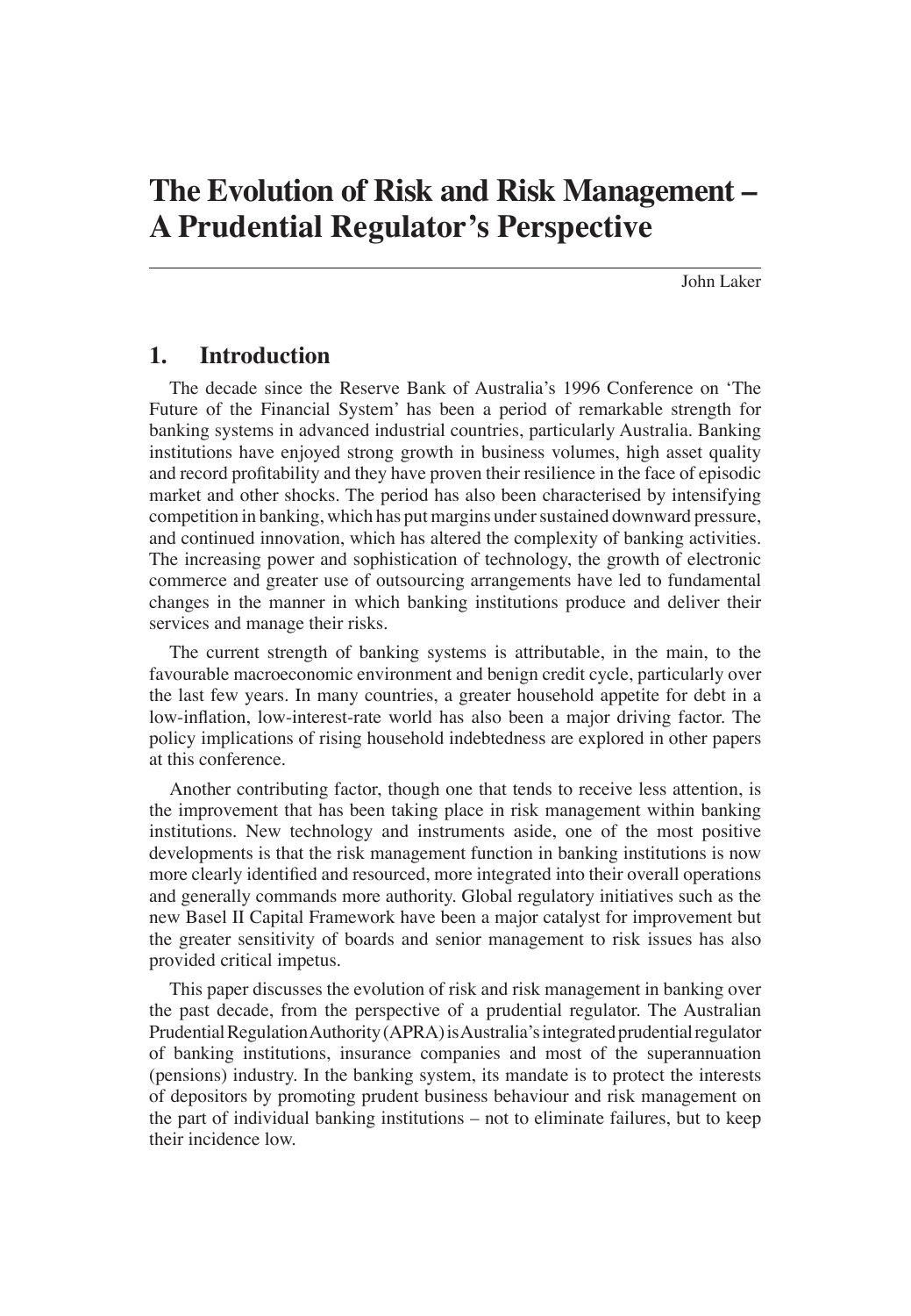# The Evolution of Risk and Risk Management – A Prudential Regulator's Perspective

John Laker

## 1. Introduction

The decade since the Reserve Bank of Australia's 1996 Conference on 'The Future of the Financial System' has been a period of remarkable strength for banking systems in advanced industrial countries, particularly Australia. Banking institutions have enjoyed strong growth in business volumes, high asset quality and record profitability and they have proven their resilience in the face of episodic market and other shocks. The period has also been characterised by intensifying competition in banking, which has put margins under sustained downward pressure, and continued innovation, which has altered the complexity of banking activities. The increasing power and sophistication of technology, the growth of electronic commerce and greater use of outsourcing arrangements have led to fundamental changes in the manner in which banking institutions produce and deliver their services and manage their risks.

The current strength of banking systems is attributable, in the main, to the favourable macroeconomic environment and benign credit cycle, particularly over the last few years. In many countries, a greater household appetite for debt in a low-inflation, low-interest-rate world has also been a major driving factor. The policy implications of rising household indebtedness are explored in other papers at this conference.

Another contributing factor, though one that tends to receive less attention, is the improvement that has been taking place in risk management within banking institutions. New technology and instruments aside, one of the most positive developments is that the risk management function in banking institutions is now more clearly identified and resourced, more integrated into their overall operations and generally commands more authority. Global regulatory initiatives such as the new Basel II Capital Framework have been a major catalyst for improvement but the greater sensitivity of boards and senior management to risk issues has also provided critical impetus.

This paper discusses the evolution of risk and risk management in banking over the past decade, from the perspective of a prudential regulator. The Australian Prudential Regulation Authority (APRA) is Australia's integrated prudential regulator of banking institutions, insurance companies and most of the superannuation (pensions) industry. In the banking system, its mandate is to protect the interests of depositors by promoting prudent business behaviour and risk management on the part of individual banking institutions – not to eliminate failures, but to keep their incidence low.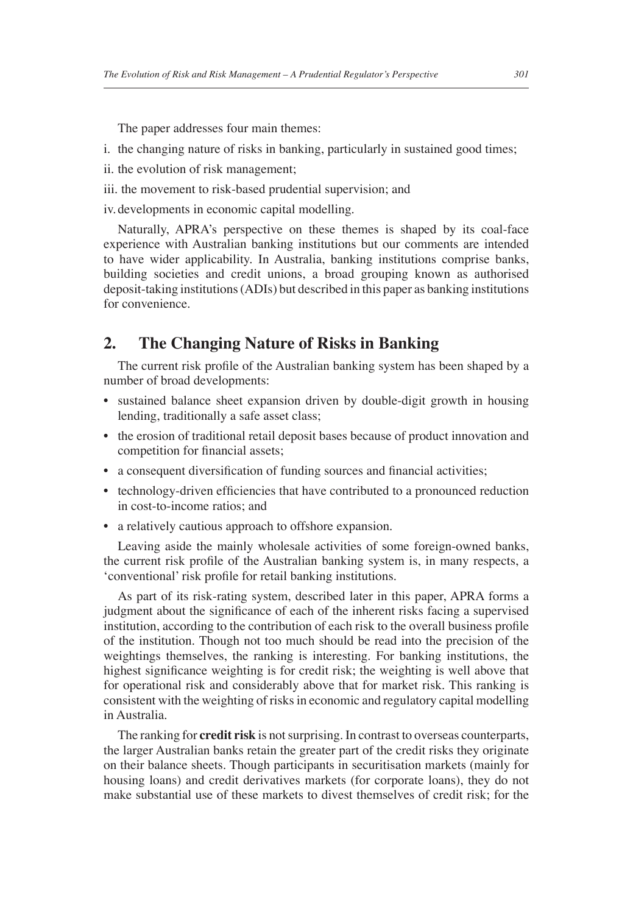The paper addresses four main themes:

i. the changing nature of risks in banking, particularly in sustained good times;

ii. the evolution of risk management;

iii. the movement to risk-based prudential supervision; and

iv. developments in economic capital modelling.

Naturally, APRA's perspective on these themes is shaped by its coal-face experience with Australian banking institutions but our comments are intended to have wider applicability. In Australia, banking institutions comprise banks, building societies and credit unions, a broad grouping known as authorised deposit-taking institutions (ADIs) but described in this paper as banking institutions for convenience.

## 2. The Changing Nature of Risks in Banking

The current risk profile of the Australian banking system has been shaped by a number of broad developments:

- sustained balance sheet expansion driven by double-digit growth in housing lending, traditionally a safe asset class;
- the erosion of traditional retail deposit bases because of product innovation and competition for financial assets;
- a consequent diversification of funding sources and financial activities;
- technology-driven efficiencies that have contributed to a pronounced reduction in cost-to-income ratios; and
- a relatively cautious approach to offshore expansion.

Leaving aside the mainly wholesale activities of some foreign-owned banks, the current risk profile of the Australian banking system is, in many respects, a 'conventional' risk profile for retail banking institutions.

As part of its risk-rating system, described later in this paper, APRA forms a judgment about the significance of each of the inherent risks facing a supervised institution, according to the contribution of each risk to the overall business profile of the institution. Though not too much should be read into the precision of the weightings themselves, the ranking is interesting. For banking institutions, the highest significance weighting is for credit risk; the weighting is well above that for operational risk and considerably above that for market risk. This ranking is consistent with the weighting of risks in economic and regulatory capital modelling in Australia.

The ranking for **credit risk** is not surprising. In contrast to overseas counterparts, the larger Australian banks retain the greater part of the credit risks they originate on their balance sheets. Though participants in securitisation markets (mainly for housing loans) and credit derivatives markets (for corporate loans), they do not make substantial use of these markets to divest themselves of credit risk; for the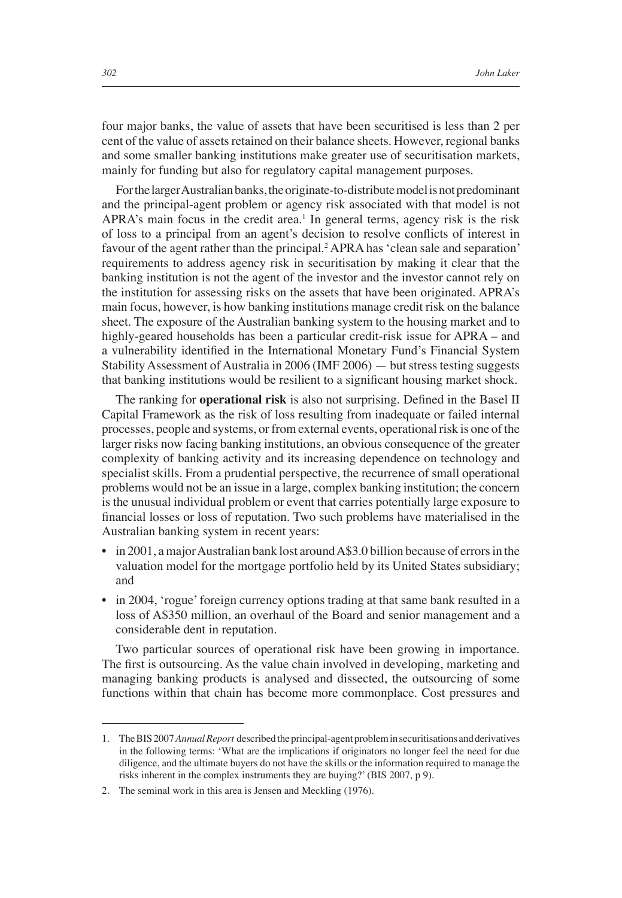four major banks, the value of assets that have been securitised is less than 2 per cent of the value of assets retained on their balance sheets. However, regional banks and some smaller banking institutions make greater use of securitisation markets, mainly for funding but also for regulatory capital management purposes.

For the larger Australian banks, the originate-to-distribute model is not predominant and the principal-agent problem or agency risk associated with that model is not APRA's main focus in the credit area.[1] In general terms, agency risk is the risk of loss to a principal from an agent's decision to resolve conflicts of interest in favour of the agent rather than the principal.[2] APRA has 'clean sale and separation' requirements to address agency risk in securitisation by making it clear that the banking institution is not the agent of the investor and the investor cannot rely on the institution for assessing risks on the assets that have been originated. APRA's main focus, however, is how banking institutions manage credit risk on the balance sheet. The exposure of the Australian banking system to the housing market and to highly-geared households has been a particular credit-risk issue for APRA – and a vulnerability identified in the International Monetary Fund's Financial System Stability Assessment of Australia in 2006 (IMF 2006) — but stress testing suggests that banking institutions would be resilient to a significant housing market shock.

The ranking for **operational risk** is also not surprising. Defined in the Basel II Capital Framework as the risk of loss resulting from inadequate or failed internal processes, people and systems, or from external events, operational risk is one of the larger risks now facing banking institutions, an obvious consequence of the greater complexity of banking activity and its increasing dependence on technology and specialist skills. From a prudential perspective, the recurrence of small operational problems would not be an issue in a large, complex banking institution; the concern is the unusual individual problem or event that carries potentially large exposure to financial losses or loss of reputation. Two such problems have materialised in the Australian banking system in recent years:

- in 2001, a major Australian bank lost around A$3.0 billion because of errors in the valuation model for the mortgage portfolio held by its United States subsidiary; and
- in 2004, 'rogue' foreign currency options trading at that same bank resulted in a loss of A$350 million, an overhaul of the Board and senior management and a considerable dent in reputation.

Two particular sources of operational risk have been growing in importance. The first is outsourcing. As the value chain involved in developing, marketing and managing banking products is analysed and dissected, the outsourcing of some functions within that chain has become more commonplace. Cost pressures and

---

1. The BIS 2007 *Annual Report* described the principal-agent problem in securitisations and derivatives in the following terms: 'What are the implications if originators no longer feel the need for due diligence, and the ultimate buyers do not have the skills or the information required to manage the risks inherent in the complex instruments they are buying?' (BIS 2007, p 9).

2. The seminal work in this area is Jensen and Meckling (1976).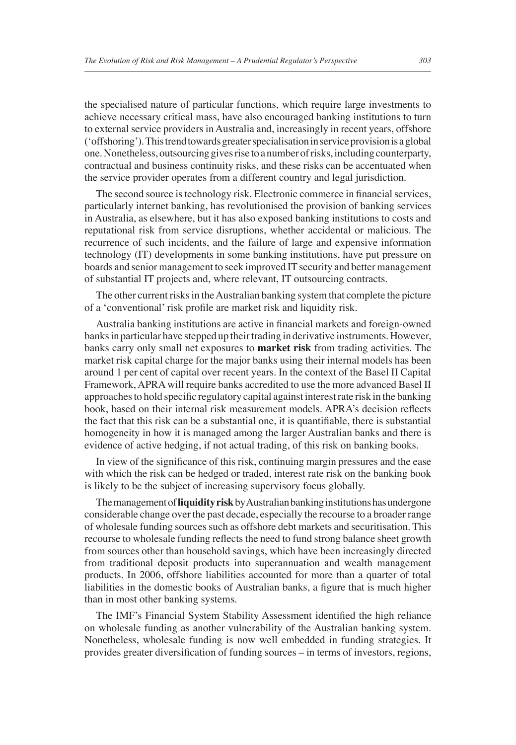the specialised nature of particular functions, which require large investments to achieve necessary critical mass, have also encouraged banking institutions to turn to external service providers in Australia and, increasingly in recent years, offshore ('offshoring'). This trend towards greater specialisation in service provision is a global one. Nonetheless, outsourcing gives rise to a number of risks, including counterparty, contractual and business continuity risks, and these risks can be accentuated when the service provider operates from a different country and legal jurisdiction.

The second source is technology risk. Electronic commerce in financial services, particularly internet banking, has revolutionised the provision of banking services in Australia, as elsewhere, but it has also exposed banking institutions to costs and reputational risk from service disruptions, whether accidental or malicious. The recurrence of such incidents, and the failure of large and expensive information technology (IT) developments in some banking institutions, have put pressure on boards and senior management to seek improved IT security and better management of substantial IT projects and, where relevant, IT outsourcing contracts.

The other current risks in the Australian banking system that complete the picture of a 'conventional' risk profile are market risk and liquidity risk.

Australia banking institutions are active in financial markets and foreign-owned banks in particular have stepped up their trading in derivative instruments. However, banks carry only small net exposures to **market risk** from trading activities. The market risk capital charge for the major banks using their internal models has been around 1 per cent of capital over recent years. In the context of the Basel II Capital Framework, APRA will require banks accredited to use the more advanced Basel II approaches to hold specific regulatory capital against interest rate risk in the banking book, based on their internal risk measurement models. APRA's decision reflects the fact that this risk can be a substantial one, it is quantifiable, there is substantial homogeneity in how it is managed among the larger Australian banks and there is evidence of active hedging, if not actual trading, of this risk on banking books.

In view of the significance of this risk, continuing margin pressures and the ease with which the risk can be hedged or traded, interest rate risk on the banking book is likely to be the subject of increasing supervisory focus globally.

The management of **liquidity risk** by Australian banking institutions has undergone considerable change over the past decade, especially the recourse to a broader range of wholesale funding sources such as offshore debt markets and securitisation. This recourse to wholesale funding reflects the need to fund strong balance sheet growth from sources other than household savings, which have been increasingly directed from traditional deposit products into superannuation and wealth management products. In 2006, offshore liabilities accounted for more than a quarter of total liabilities in the domestic books of Australian banks, a figure that is much higher than in most other banking systems.

The IMF's Financial System Stability Assessment identified the high reliance on wholesale funding as another vulnerability of the Australian banking system. Nonetheless, wholesale funding is now well embedded in funding strategies. It provides greater diversification of funding sources – in terms of investors, regions,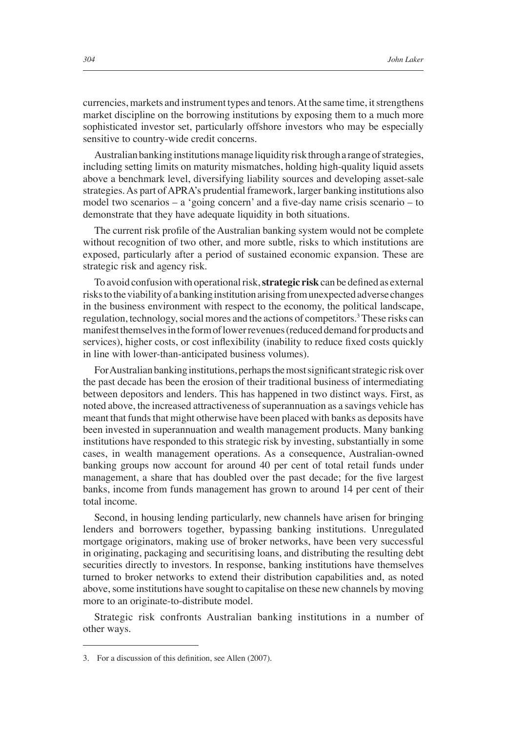currencies, markets and instrument types and tenors. At the same time, it strengthens market discipline on the borrowing institutions by exposing them to a much more sophisticated investor set, particularly offshore investors who may be especially sensitive to country-wide credit concerns.

Australian banking institutions manage liquidity risk through a range of strategies, including setting limits on maturity mismatches, holding high-quality liquid assets above a benchmark level, diversifying liability sources and developing asset-sale strategies. As part of APRA's prudential framework, larger banking institutions also model two scenarios – a 'going concern' and a five-day name crisis scenario – to demonstrate that they have adequate liquidity in both situations.

The current risk profile of the Australian banking system would not be complete without recognition of two other, and more subtle, risks to which institutions are exposed, particularly after a period of sustained economic expansion. These are strategic risk and agency risk.

To avoid confusion with operational risk, **strategic risk** can be defined as external risks to the viability of a banking institution arising from unexpected adverse changes in the business environment with respect to the economy, the political landscape, regulation, technology, social mores and the actions of competitors.[3] These risks can manifest themselves in the form of lower revenues (reduced demand for products and services), higher costs, or cost inflexibility (inability to reduce fixed costs quickly in line with lower-than-anticipated business volumes).

For Australian banking institutions, perhaps the most significant strategic risk over the past decade has been the erosion of their traditional business of intermediating between depositors and lenders. This has happened in two distinct ways. First, as noted above, the increased attractiveness of superannuation as a savings vehicle has meant that funds that might otherwise have been placed with banks as deposits have been invested in superannuation and wealth management products. Many banking institutions have responded to this strategic risk by investing, substantially in some cases, in wealth management operations. As a consequence, Australian-owned banking groups now account for around 40 per cent of total retail funds under management, a share that has doubled over the past decade; for the five largest banks, income from funds management has grown to around 14 per cent of their total income.

Second, in housing lending particularly, new channels have arisen for bringing lenders and borrowers together, bypassing banking institutions. Unregulated mortgage originators, making use of broker networks, have been very successful in originating, packaging and securitising loans, and distributing the resulting debt securities directly to investors. In response, banking institutions have themselves turned to broker networks to extend their distribution capabilities and, as noted above, some institutions have sought to capitalise on these new channels by moving more to an originate-to-distribute model.

Strategic risk confronts Australian banking institutions in a number of other ways.

---

3. For a discussion of this definition, see Allen (2007).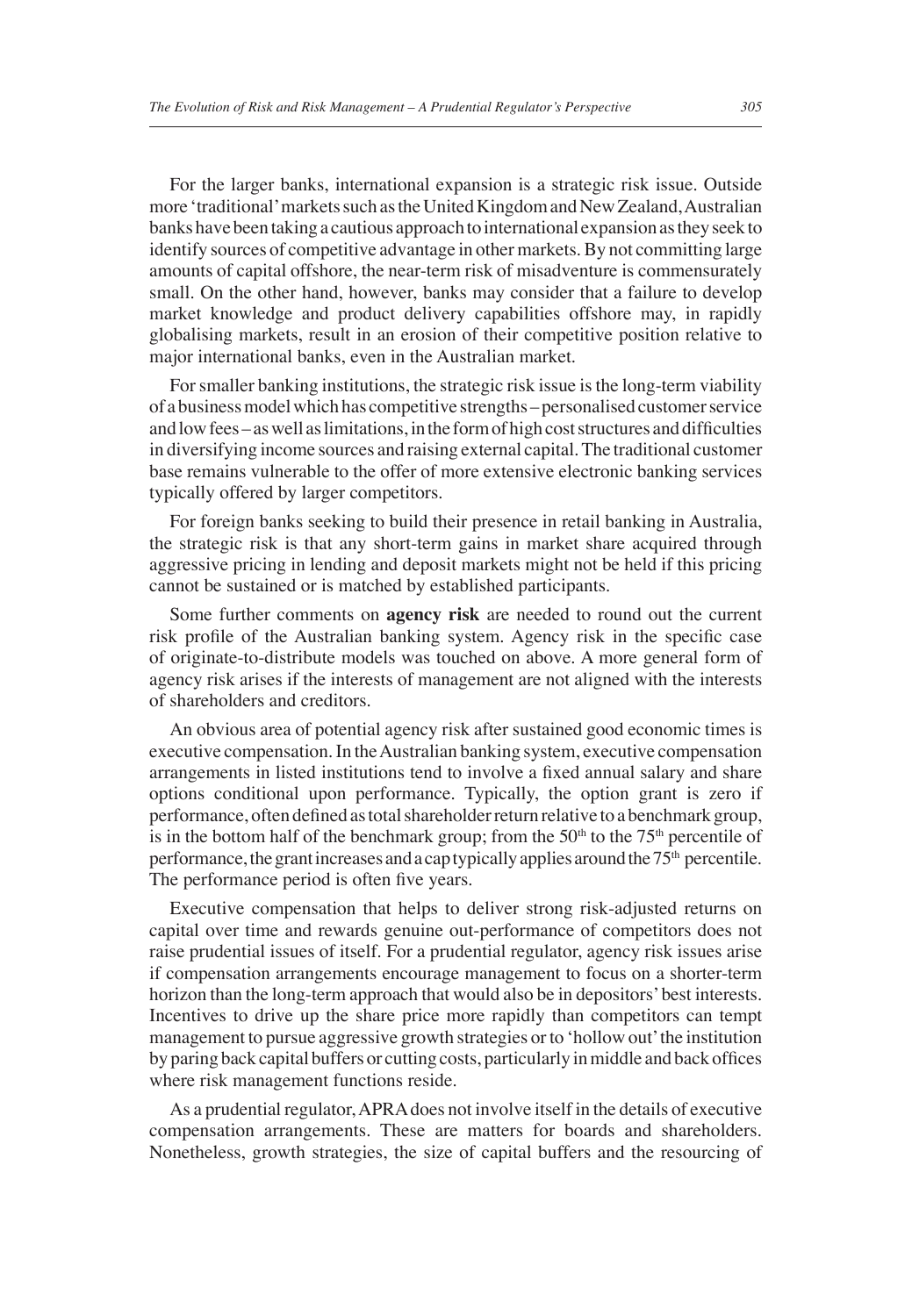For the larger banks, international expansion is a strategic risk issue. Outside more 'traditional' markets such as the United Kingdom and New Zealand, Australian banks have been taking a cautious approach to international expansion as they seek to identify sources of competitive advantage in other markets. By not committing large amounts of capital offshore, the near-term risk of misadventure is commensurately small. On the other hand, however, banks may consider that a failure to develop market knowledge and product delivery capabilities offshore may, in rapidly globalising markets, result in an erosion of their competitive position relative to major international banks, even in the Australian market.

For smaller banking institutions, the strategic risk issue is the long-term viability of a business model which has competitive strengths – personalised customer service and low fees – as well as limitations, in the form of high cost structures and difficulties in diversifying income sources and raising external capital. The traditional customer base remains vulnerable to the offer of more extensive electronic banking services typically offered by larger competitors.

For foreign banks seeking to build their presence in retail banking in Australia, the strategic risk is that any short-term gains in market share acquired through aggressive pricing in lending and deposit markets might not be held if this pricing cannot be sustained or is matched by established participants.

Some further comments on **agency risk** are needed to round out the current risk profile of the Australian banking system. Agency risk in the specific case of originate-to-distribute models was touched on above. A more general form of agency risk arises if the interests of management are not aligned with the interests of shareholders and creditors.

An obvious area of potential agency risk after sustained good economic times is executive compensation. In the Australian banking system, executive compensation arrangements in listed institutions tend to involve a fixed annual salary and share options conditional upon performance. Typically, the option grant is zero if performance, often defined as total shareholder return relative to a benchmark group, is in the bottom half of the benchmark group; from the 50th to the 75th percentile of performance, the grant increases and a cap typically applies around the 75th percentile. The performance period is often five years.

Executive compensation that helps to deliver strong risk-adjusted returns on capital over time and rewards genuine out-performance of competitors does not raise prudential issues of itself. For a prudential regulator, agency risk issues arise if compensation arrangements encourage management to focus on a shorter-term horizon than the long-term approach that would also be in depositors' best interests. Incentives to drive up the share price more rapidly than competitors can tempt management to pursue aggressive growth strategies or to 'hollow out' the institution by paring back capital buffers or cutting costs, particularly in middle and back offices where risk management functions reside.

As a prudential regulator, APRA does not involve itself in the details of executive compensation arrangements. These are matters for boards and shareholders. Nonetheless, growth strategies, the size of capital buffers and the resourcing of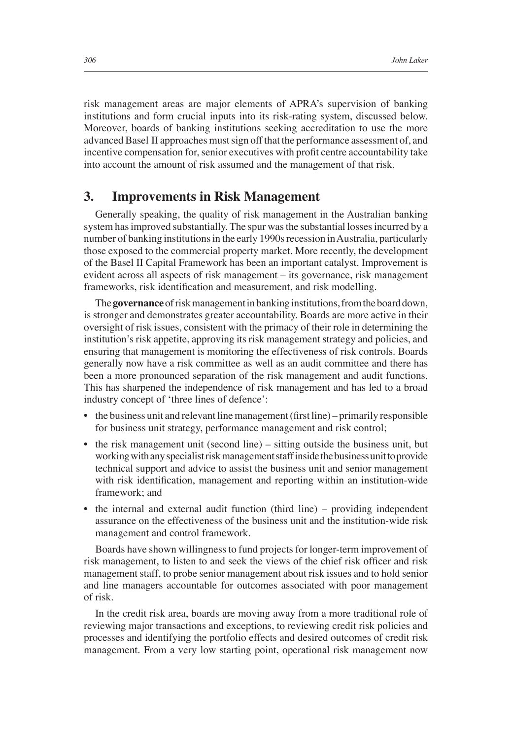risk management areas are major elements of APRA's supervision of banking institutions and form crucial inputs into its risk-rating system, discussed below. Moreover, boards of banking institutions seeking accreditation to use the more advanced Basel II approaches must sign off that the performance assessment of, and incentive compensation for, senior executives with profit centre accountability take into account the amount of risk assumed and the management of that risk.

## 3. Improvements in Risk Management

Generally speaking, the quality of risk management in the Australian banking system has improved substantially. The spur was the substantial losses incurred by a number of banking institutions in the early 1990s recession in Australia, particularly those exposed to the commercial property market. More recently, the development of the Basel II Capital Framework has been an important catalyst. Improvement is evident across all aspects of risk management – its governance, risk management frameworks, risk identification and measurement, and risk modelling.

The **governance** of risk management in banking institutions, from the board down, is stronger and demonstrates greater accountability. Boards are more active in their oversight of risk issues, consistent with the primacy of their role in determining the institution's risk appetite, approving its risk management strategy and policies, and ensuring that management is monitoring the effectiveness of risk controls. Boards generally now have a risk committee as well as an audit committee and there has been a more pronounced separation of the risk management and audit functions. This has sharpened the independence of risk management and has led to a broad industry concept of 'three lines of defence':

- the business unit and relevant line management (first line) – primarily responsible for business unit strategy, performance management and risk control;
- the risk management unit (second line) – sitting outside the business unit, but working with any specialist risk management staff inside the business unit to provide technical support and advice to assist the business unit and senior management with risk identification, management and reporting within an institution-wide framework; and
- the internal and external audit function (third line) – providing independent assurance on the effectiveness of the business unit and the institution-wide risk management and control framework.

Boards have shown willingness to fund projects for longer-term improvement of risk management, to listen to and seek the views of the chief risk officer and risk management staff, to probe senior management about risk issues and to hold senior and line managers accountable for outcomes associated with poor management of risk.

In the credit risk area, boards are moving away from a more traditional role of reviewing major transactions and exceptions, to reviewing credit risk policies and processes and identifying the portfolio effects and desired outcomes of credit risk management. From a very low starting point, operational risk management now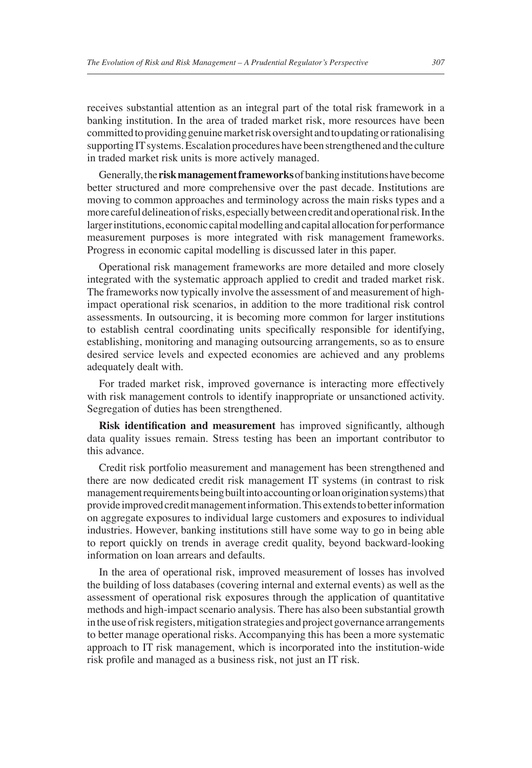receives substantial attention as an integral part of the total risk framework in a banking institution. In the area of traded market risk, more resources have been committed to providing genuine market risk oversight and to updating or rationalising supporting IT systems. Escalation procedures have been strengthened and the culture in traded market risk units is more actively managed.

Generally, the **risk management frameworks** of banking institutions have become better structured and more comprehensive over the past decade. Institutions are moving to common approaches and terminology across the main risks types and a more careful delineation of risks, especially between credit and operational risk. In the larger institutions, economic capital modelling and capital allocation for performance measurement purposes is more integrated with risk management frameworks. Progress in economic capital modelling is discussed later in this paper.

Operational risk management frameworks are more detailed and more closely integrated with the systematic approach applied to credit and traded market risk. The frameworks now typically involve the assessment of and measurement of high-impact operational risk scenarios, in addition to the more traditional risk control assessments. In outsourcing, it is becoming more common for larger institutions to establish central coordinating units specifically responsible for identifying, establishing, monitoring and managing outsourcing arrangements, so as to ensure desired service levels and expected economies are achieved and any problems adequately dealt with.

For traded market risk, improved governance is interacting more effectively with risk management controls to identify inappropriate or unsanctioned activity. Segregation of duties has been strengthened.

**Risk identification and measurement** has improved significantly, although data quality issues remain. Stress testing has been an important contributor to this advance.

Credit risk portfolio measurement and management has been strengthened and there are now dedicated credit risk management IT systems (in contrast to risk management requirements being built into accounting or loan origination systems) that provide improved credit management information. This extends to better information on aggregate exposures to individual large customers and exposures to individual industries. However, banking institutions still have some way to go in being able to report quickly on trends in average credit quality, beyond backward-looking information on loan arrears and defaults.

In the area of operational risk, improved measurement of losses has involved the building of loss databases (covering internal and external events) as well as the assessment of operational risk exposures through the application of quantitative methods and high-impact scenario analysis. There has also been substantial growth in the use of risk registers, mitigation strategies and project governance arrangements to better manage operational risks. Accompanying this has been a more systematic approach to IT risk management, which is incorporated into the institution-wide risk profile and managed as a business risk, not just an IT risk.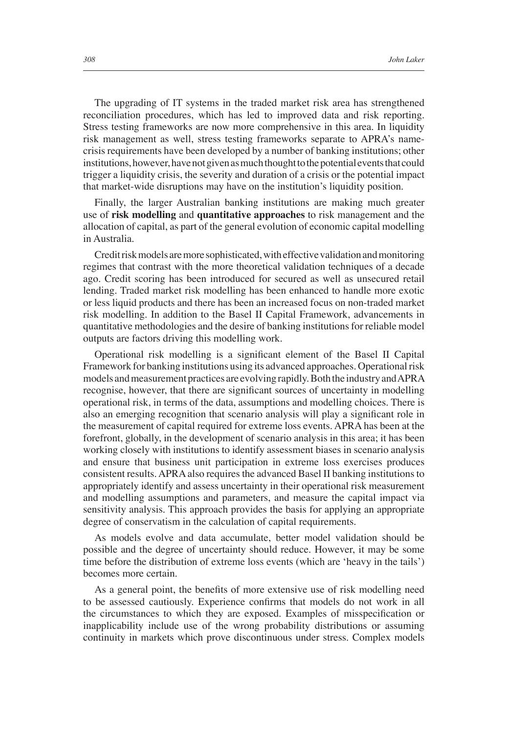The upgrading of IT systems in the traded market risk area has strengthened reconciliation procedures, which has led to improved data and risk reporting. Stress testing frameworks are now more comprehensive in this area. In liquidity risk management as well, stress testing frameworks separate to APRA's name-crisis requirements have been developed by a number of banking institutions; other institutions, however, have not given as much thought to the potential events that could trigger a liquidity crisis, the severity and duration of a crisis or the potential impact that market-wide disruptions may have on the institution's liquidity position.

Finally, the larger Australian banking institutions are making much greater use of **risk modelling** and **quantitative approaches** to risk management and the allocation of capital, as part of the general evolution of economic capital modelling in Australia.

Credit risk models are more sophisticated, with effective validation and monitoring regimes that contrast with the more theoretical validation techniques of a decade ago. Credit scoring has been introduced for secured as well as unsecured retail lending. Traded market risk modelling has been enhanced to handle more exotic or less liquid products and there has been an increased focus on non-traded market risk modelling. In addition to the Basel II Capital Framework, advancements in quantitative methodologies and the desire of banking institutions for reliable model outputs are factors driving this modelling work.

Operational risk modelling is a significant element of the Basel II Capital Framework for banking institutions using its advanced approaches. Operational risk models and measurement practices are evolving rapidly. Both the industry and APRA recognise, however, that there are significant sources of uncertainty in modelling operational risk, in terms of the data, assumptions and modelling choices. There is also an emerging recognition that scenario analysis will play a significant role in the measurement of capital required for extreme loss events. APRA has been at the forefront, globally, in the development of scenario analysis in this area; it has been working closely with institutions to identify assessment biases in scenario analysis and ensure that business unit participation in extreme loss exercises produces consistent results. APRA also requires the advanced Basel II banking institutions to appropriately identify and assess uncertainty in their operational risk measurement and modelling assumptions and parameters, and measure the capital impact via sensitivity analysis. This approach provides the basis for applying an appropriate degree of conservatism in the calculation of capital requirements.

As models evolve and data accumulate, better model validation should be possible and the degree of uncertainty should reduce. However, it may be some time before the distribution of extreme loss events (which are 'heavy in the tails') becomes more certain.

As a general point, the benefits of more extensive use of risk modelling need to be assessed cautiously. Experience confirms that models do not work in all the circumstances to which they are exposed. Examples of misspecification or inapplicability include use of the wrong probability distributions or assuming continuity in markets which prove discontinuous under stress. Complex models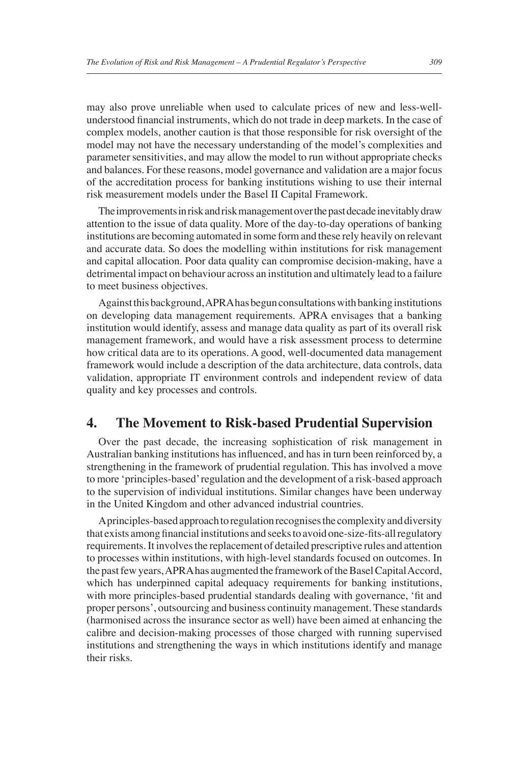may also prove unreliable when used to calculate prices of new and less-well-understood financial instruments, which do not trade in deep markets. In the case of complex models, another caution is that those responsible for risk oversight of the model may not have the necessary understanding of the model's complexities and parameter sensitivities, and may allow the model to run without appropriate checks and balances. For these reasons, model governance and validation are a major focus of the accreditation process for banking institutions wishing to use their internal risk measurement models under the Basel II Capital Framework.

The improvements in risk and risk management over the past decade inevitably draw attention to the issue of data quality. More of the day-to-day operations of banking institutions are becoming automated in some form and these rely heavily on relevant and accurate data. So does the modelling within institutions for risk management and capital allocation. Poor data quality can compromise decision-making, have a detrimental impact on behaviour across an institution and ultimately lead to a failure to meet business objectives.

Against this background, APRA has begun consultations with banking institutions on developing data management requirements. APRA envisages that a banking institution would identify, assess and manage data quality as part of its overall risk management framework, and would have a risk assessment process to determine how critical data are to its operations. A good, well-documented data management framework would include a description of the data architecture, data controls, data validation, appropriate IT environment controls and independent review of data quality and key processes and controls.

## 4. The Movement to Risk-based Prudential Supervision

Over the past decade, the increasing sophistication of risk management in Australian banking institutions has influenced, and has in turn been reinforced by, a strengthening in the framework of prudential regulation. This has involved a move to more 'principles-based' regulation and the development of a risk-based approach to the supervision of individual institutions. Similar changes have been underway in the United Kingdom and other advanced industrial countries.

A principles-based approach to regulation recognises the complexity and diversity that exists among financial institutions and seeks to avoid one-size-fits-all regulatory requirements. It involves the replacement of detailed prescriptive rules and attention to processes within institutions, with high-level standards focused on outcomes. In the past few years, APRA has augmented the framework of the Basel Capital Accord, which has underpinned capital adequacy requirements for banking institutions, with more principles-based prudential standards dealing with governance, 'fit and proper persons', outsourcing and business continuity management. These standards (harmonised across the insurance sector as well) have been aimed at enhancing the calibre and decision-making processes of those charged with running supervised institutions and strengthening the ways in which institutions identify and manage their risks.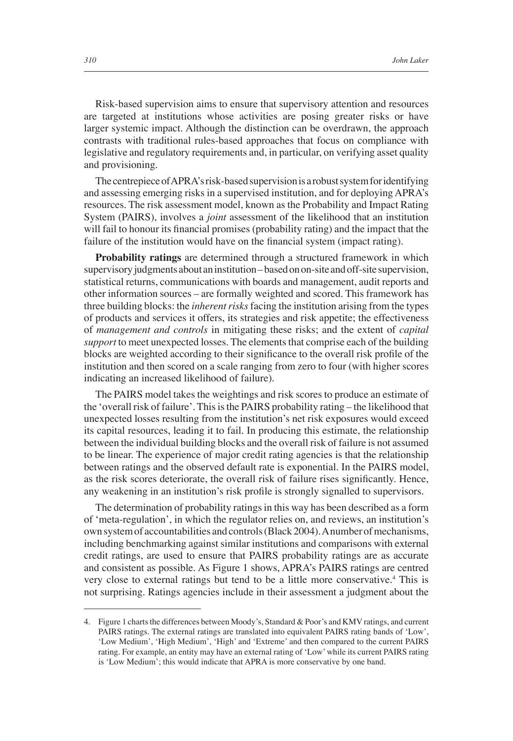Risk-based supervision aims to ensure that supervisory attention and resources are targeted at institutions whose activities are posing greater risks or have larger systemic impact. Although the distinction can be overdrawn, the approach contrasts with traditional rules-based approaches that focus on compliance with legislative and regulatory requirements and, in particular, on verifying asset quality and provisioning.

The centrepiece of APRA's risk-based supervision is a robust system for identifying and assessing emerging risks in a supervised institution, and for deploying APRA's resources. The risk assessment model, known as the Probability and Impact Rating System (PAIRS), involves a *joint* assessment of the likelihood that an institution will fail to honour its financial promises (probability rating) and the impact that the failure of the institution would have on the financial system (impact rating).

**Probability ratings** are determined through a structured framework in which supervisory judgments about an institution – based on on-site and off-site supervision, statistical returns, communications with boards and management, audit reports and other information sources – are formally weighted and scored. This framework has three building blocks: the *inherent risks* facing the institution arising from the types of products and services it offers, its strategies and risk appetite; the effectiveness of *management and controls* in mitigating these risks; and the extent of *capital support* to meet unexpected losses. The elements that comprise each of the building blocks are weighted according to their significance to the overall risk profile of the institution and then scored on a scale ranging from zero to four (with higher scores indicating an increased likelihood of failure).

The PAIRS model takes the weightings and risk scores to produce an estimate of the 'overall risk of failure'. This is the PAIRS probability rating – the likelihood that unexpected losses resulting from the institution's net risk exposures would exceed its capital resources, leading it to fail. In producing this estimate, the relationship between the individual building blocks and the overall risk of failure is not assumed to be linear. The experience of major credit rating agencies is that the relationship between ratings and the observed default rate is exponential. In the PAIRS model, as the risk scores deteriorate, the overall risk of failure rises significantly. Hence, any weakening in an institution's risk profile is strongly signalled to supervisors.

The determination of probability ratings in this way has been described as a form of 'meta-regulation', in which the regulator relies on, and reviews, an institution's own system of accountabilities and controls (Black 2004). A number of mechanisms, including benchmarking against similar institutions and comparisons with external credit ratings, are used to ensure that PAIRS probability ratings are as accurate and consistent as possible. As Figure 1 shows, APRA's PAIRS ratings are centred very close to external ratings but tend to be a little more conservative.[4] This is not surprising. Ratings agencies include in their assessment a judgment about the

---

4. Figure 1 charts the differences between Moody's, Standard & Poor's and KMV ratings, and current PAIRS ratings. The external ratings are translated into equivalent PAIRS rating bands of 'Low', 'Low Medium', 'High Medium', 'High' and 'Extreme' and then compared to the current PAIRS rating. For example, an entity may have an external rating of 'Low' while its current PAIRS rating is 'Low Medium'; this would indicate that APRA is more conservative by one band.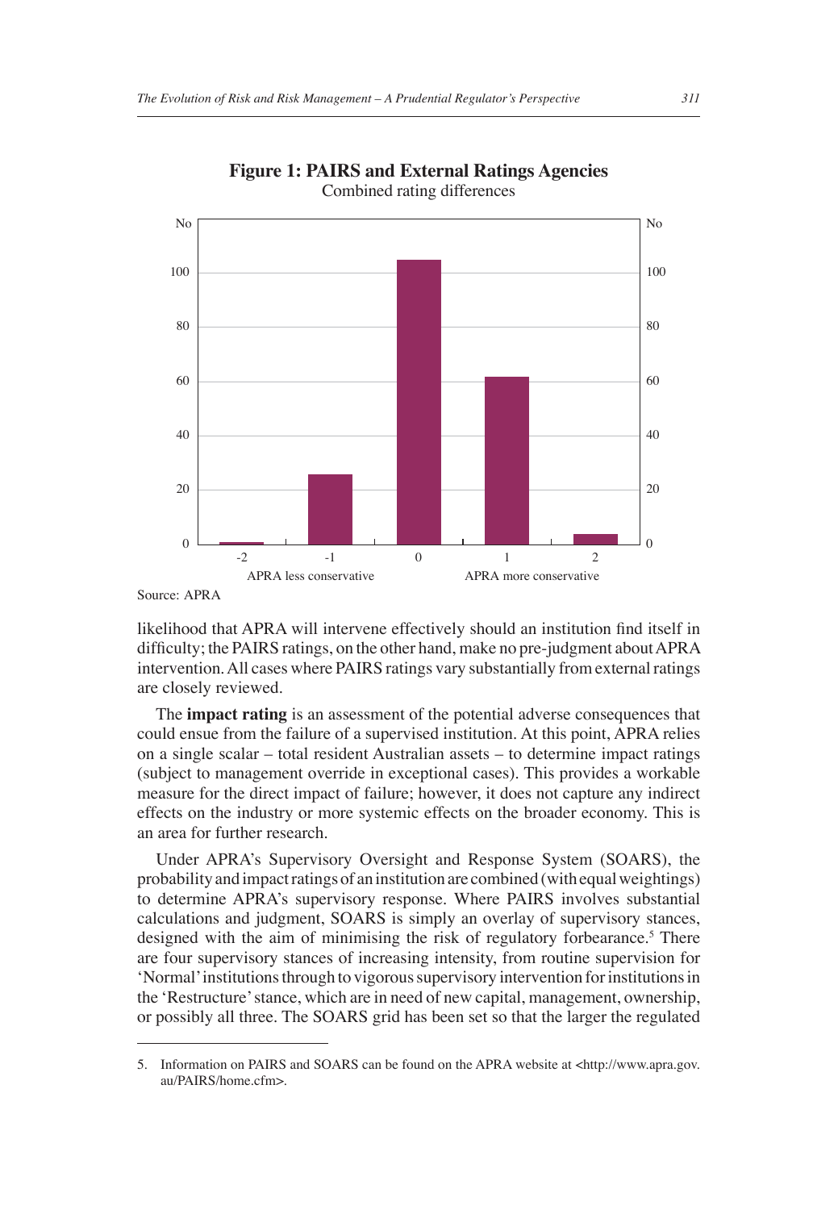**Figure 1: PAIRS and External Ratings Agencies**

Combined rating differences

Source: APRA

likelihood that APRA will intervene effectively should an institution find itself in difficulty; the PAIRS ratings, on the other hand, make no pre-judgment about APRA intervention. All cases where PAIRS ratings vary substantially from external ratings are closely reviewed.

The **impact rating** is an assessment of the potential adverse consequences that could ensue from the failure of a supervised institution. At this point, APRA relies on a single scalar – total resident Australian assets – to determine impact ratings (subject to management override in exceptional cases). This provides a workable measure for the direct impact of failure; however, it does not capture any indirect effects on the industry or more systemic effects on the broader economy. This is an area for further research.

Under APRA's Supervisory Oversight and Response System (SOARS), the probability and impact ratings of an institution are combined (with equal weightings) to determine APRA's supervisory response. Where PAIRS involves substantial calculations and judgment, SOARS is simply an overlay of supervisory stances, designed with the aim of minimising the risk of regulatory forbearance.[5] There are four supervisory stances of increasing intensity, from routine supervision for 'Normal' institutions through to vigorous supervisory intervention for institutions in the 'Restructure' stance, which are in need of new capital, management, ownership, or possibly all three. The SOARS grid has been set so that the larger the regulated

5. Information on PAIRS and SOARS can be found on the APRA website at <http://www.apra.gov.au/PAIRS/home.cfm>.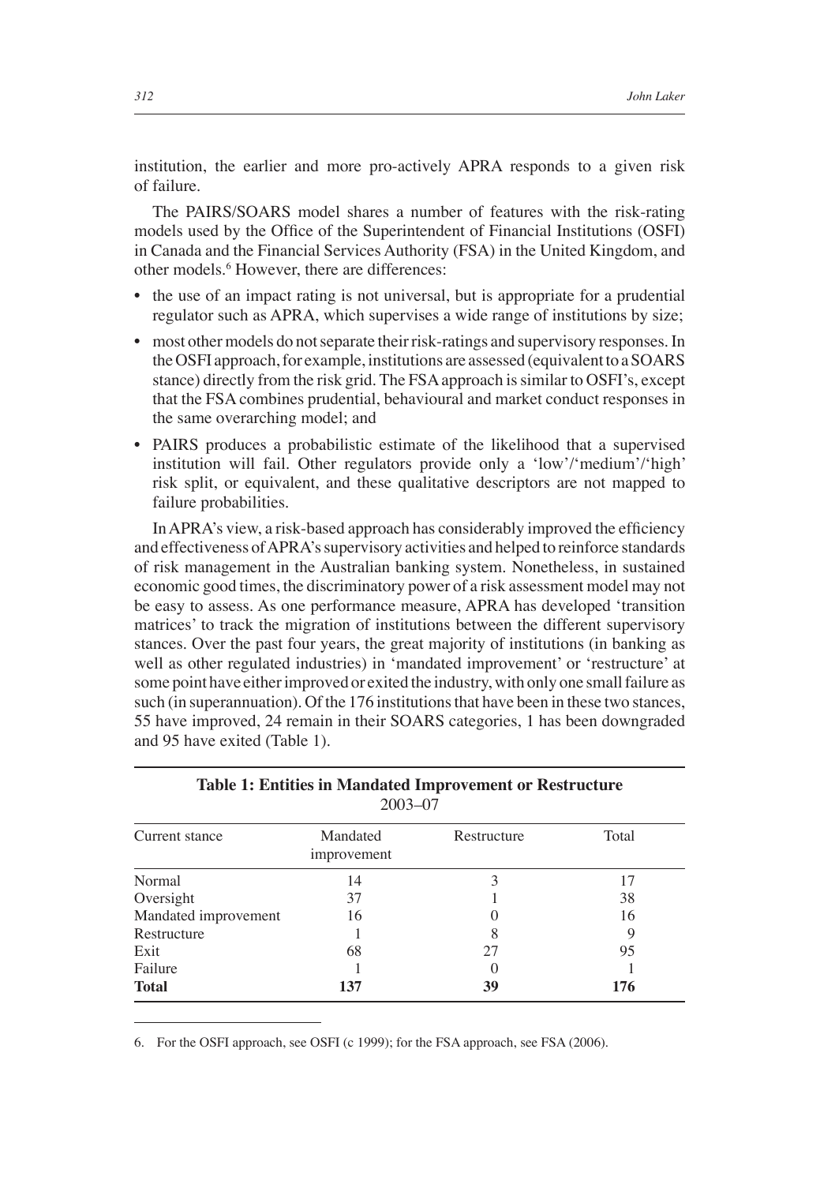institution, the earlier and more pro-actively APRA responds to a given risk of failure.

The PAIRS/SOARS model shares a number of features with the risk-rating models used by the Office of the Superintendent of Financial Institutions (OSFI) in Canada and the Financial Services Authority (FSA) in the United Kingdom, and other models.[6] However, there are differences:

- the use of an impact rating is not universal, but is appropriate for a prudential regulator such as APRA, which supervises a wide range of institutions by size;
- most other models do not separate their risk-ratings and supervisory responses. In the OSFI approach, for example, institutions are assessed (equivalent to a SOARS stance) directly from the risk grid. The FSA approach is similar to OSFI's, except that the FSA combines prudential, behavioural and market conduct responses in the same overarching model; and
- PAIRS produces a probabilistic estimate of the likelihood that a supervised institution will fail. Other regulators provide only a 'low'/'medium'/'high' risk split, or equivalent, and these qualitative descriptors are not mapped to failure probabilities.

In APRA's view, a risk-based approach has considerably improved the efficiency and effectiveness of APRA's supervisory activities and helped to reinforce standards of risk management in the Australian banking system. Nonetheless, in sustained economic good times, the discriminatory power of a risk assessment model may not be easy to assess. As one performance measure, APRA has developed 'transition matrices' to track the migration of institutions between the different supervisory stances. Over the past four years, the great majority of institutions (in banking as well as other regulated industries) in 'mandated improvement' or 'restructure' at some point have either improved or exited the industry, with only one small failure as such (in superannuation). Of the 176 institutions that have been in these two stances, 55 have improved, 24 remain in their SOARS categories, 1 has been downgraded and 95 have exited (Table 1).

**Table 1: Entities in Mandated Improvement or Restructure**
2003–07

| Current stance | Mandated improvement | Restructure | Total |
|---|---|---|---|
| Normal | 14 | 3 | 17 |
| Oversight | 37 | 1 | 38 |
| Mandated improvement | 16 | 0 | 16 |
| Restructure | 1 | 8 | 9 |
| Exit | 68 | 27 | 95 |
| Failure | 1 | 0 | 1 |
| **Total** | **137** | **39** | **176** |

6. For the OSFI approach, see OSFI (c 1999); for the FSA approach, see FSA (2006).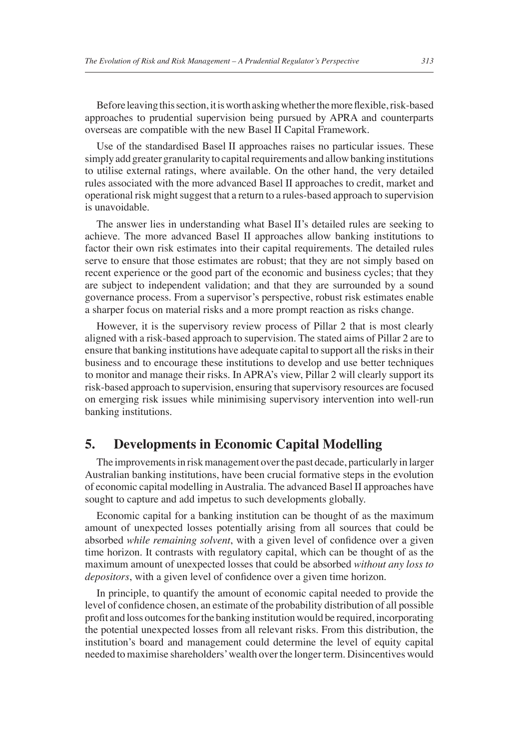Before leaving this section, it is worth asking whether the more flexible, risk-based approaches to prudential supervision being pursued by APRA and counterparts overseas are compatible with the new Basel II Capital Framework.

Use of the standardised Basel II approaches raises no particular issues. These simply add greater granularity to capital requirements and allow banking institutions to utilise external ratings, where available. On the other hand, the very detailed rules associated with the more advanced Basel II approaches to credit, market and operational risk might suggest that a return to a rules-based approach to supervision is unavoidable.

The answer lies in understanding what Basel II's detailed rules are seeking to achieve. The more advanced Basel II approaches allow banking institutions to factor their own risk estimates into their capital requirements. The detailed rules serve to ensure that those estimates are robust; that they are not simply based on recent experience or the good part of the economic and business cycles; that they are subject to independent validation; and that they are surrounded by a sound governance process. From a supervisor's perspective, robust risk estimates enable a sharper focus on material risks and a more prompt reaction as risks change.

However, it is the supervisory review process of Pillar 2 that is most clearly aligned with a risk-based approach to supervision. The stated aims of Pillar 2 are to ensure that banking institutions have adequate capital to support all the risks in their business and to encourage these institutions to develop and use better techniques to monitor and manage their risks. In APRA's view, Pillar 2 will clearly support its risk-based approach to supervision, ensuring that supervisory resources are focused on emerging risk issues while minimising supervisory intervention into well-run banking institutions.

## 5. Developments in Economic Capital Modelling

The improvements in risk management over the past decade, particularly in larger Australian banking institutions, have been crucial formative steps in the evolution of economic capital modelling in Australia. The advanced Basel II approaches have sought to capture and add impetus to such developments globally.

Economic capital for a banking institution can be thought of as the maximum amount of unexpected losses potentially arising from all sources that could be absorbed *while remaining solvent*, with a given level of confidence over a given time horizon. It contrasts with regulatory capital, which can be thought of as the maximum amount of unexpected losses that could be absorbed *without any loss to depositors*, with a given level of confidence over a given time horizon.

In principle, to quantify the amount of economic capital needed to provide the level of confidence chosen, an estimate of the probability distribution of all possible profit and loss outcomes for the banking institution would be required, incorporating the potential unexpected losses from all relevant risks. From this distribution, the institution's board and management could determine the level of equity capital needed to maximise shareholders' wealth over the longer term. Disincentives would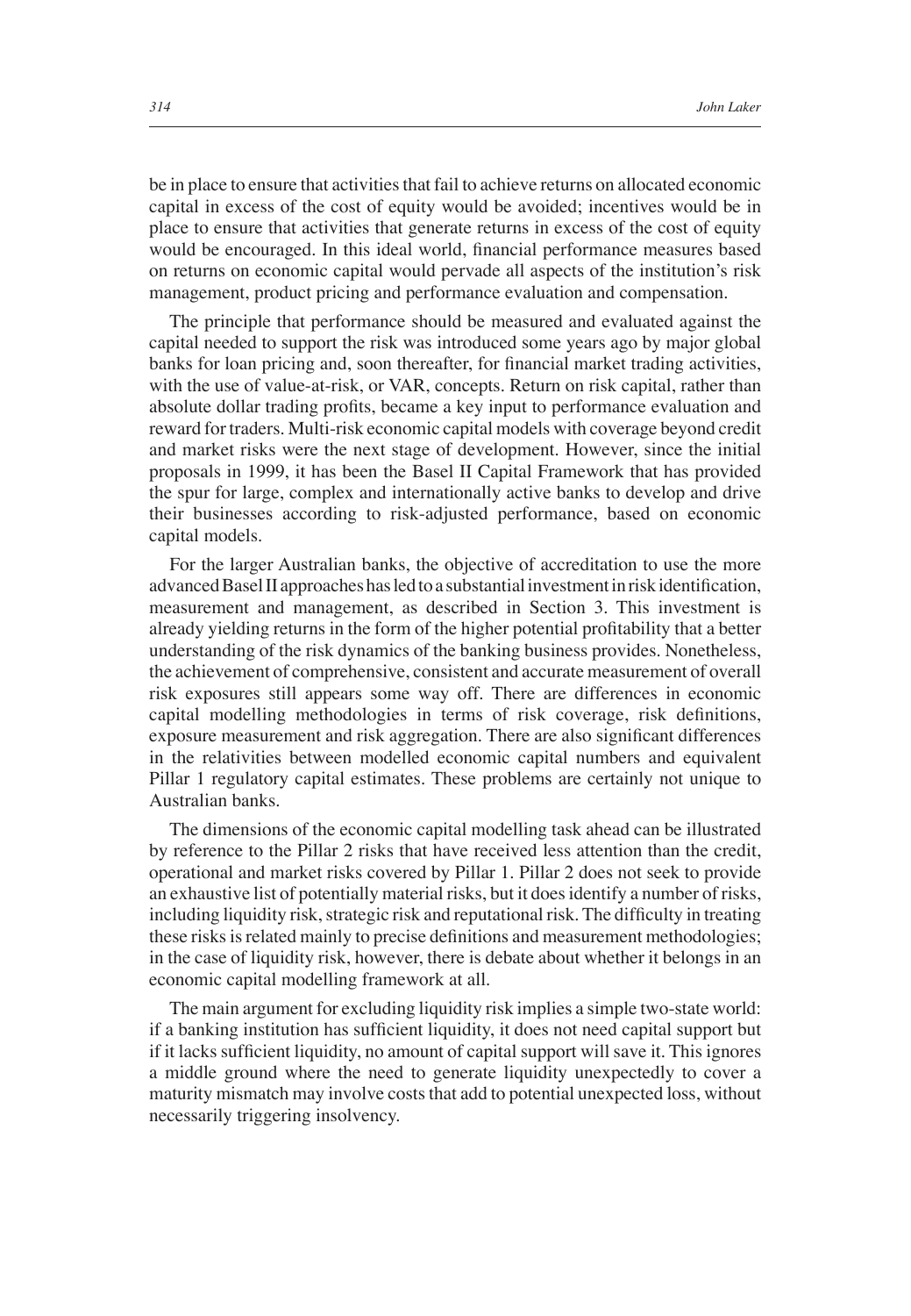be in place to ensure that activities that fail to achieve returns on allocated economic capital in excess of the cost of equity would be avoided; incentives would be in place to ensure that activities that generate returns in excess of the cost of equity would be encouraged. In this ideal world, financial performance measures based on returns on economic capital would pervade all aspects of the institution's risk management, product pricing and performance evaluation and compensation.

The principle that performance should be measured and evaluated against the capital needed to support the risk was introduced some years ago by major global banks for loan pricing and, soon thereafter, for financial market trading activities, with the use of value-at-risk, or VAR, concepts. Return on risk capital, rather than absolute dollar trading profits, became a key input to performance evaluation and reward for traders. Multi-risk economic capital models with coverage beyond credit and market risks were the next stage of development. However, since the initial proposals in 1999, it has been the Basel II Capital Framework that has provided the spur for large, complex and internationally active banks to develop and drive their businesses according to risk-adjusted performance, based on economic capital models.

For the larger Australian banks, the objective of accreditation to use the more advanced Basel II approaches has led to a substantial investment in risk identification, measurement and management, as described in Section 3. This investment is already yielding returns in the form of the higher potential profitability that a better understanding of the risk dynamics of the banking business provides. Nonetheless, the achievement of comprehensive, consistent and accurate measurement of overall risk exposures still appears some way off. There are differences in economic capital modelling methodologies in terms of risk coverage, risk definitions, exposure measurement and risk aggregation. There are also significant differences in the relativities between modelled economic capital numbers and equivalent Pillar 1 regulatory capital estimates. These problems are certainly not unique to Australian banks.

The dimensions of the economic capital modelling task ahead can be illustrated by reference to the Pillar 2 risks that have received less attention than the credit, operational and market risks covered by Pillar 1. Pillar 2 does not seek to provide an exhaustive list of potentially material risks, but it does identify a number of risks, including liquidity risk, strategic risk and reputational risk. The difficulty in treating these risks is related mainly to precise definitions and measurement methodologies; in the case of liquidity risk, however, there is debate about whether it belongs in an economic capital modelling framework at all.

The main argument for excluding liquidity risk implies a simple two-state world: if a banking institution has sufficient liquidity, it does not need capital support but if it lacks sufficient liquidity, no amount of capital support will save it. This ignores a middle ground where the need to generate liquidity unexpectedly to cover a maturity mismatch may involve costs that add to potential unexpected loss, without necessarily triggering insolvency.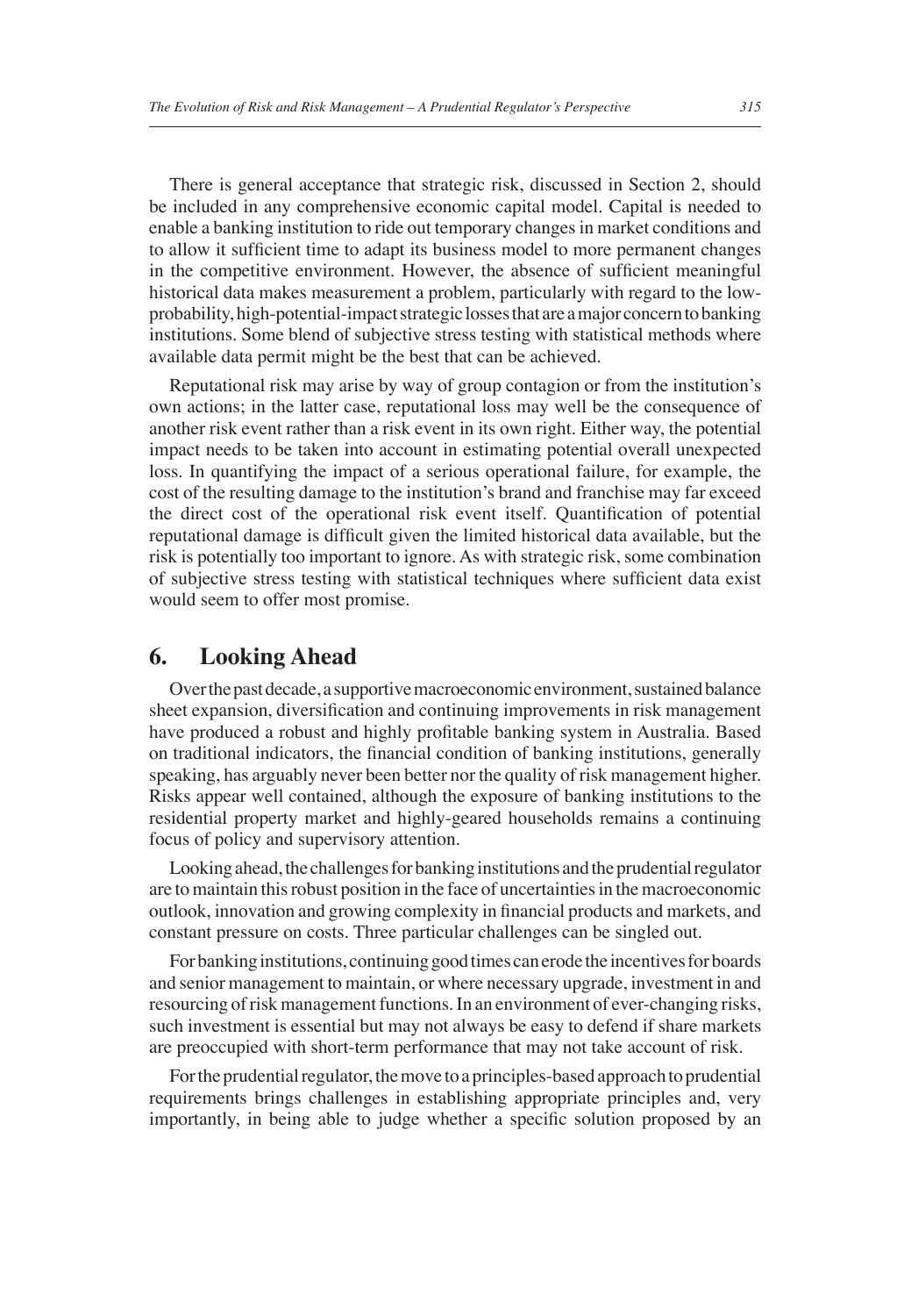There is general acceptance that strategic risk, discussed in Section 2, should be included in any comprehensive economic capital model. Capital is needed to enable a banking institution to ride out temporary changes in market conditions and to allow it sufficient time to adapt its business model to more permanent changes in the competitive environment. However, the absence of sufficient meaningful historical data makes measurement a problem, particularly with regard to the low-probability, high-potential-impact strategic losses that are a major concern to banking institutions. Some blend of subjective stress testing with statistical methods where available data permit might be the best that can be achieved.

Reputational risk may arise by way of group contagion or from the institution's own actions; in the latter case, reputational loss may well be the consequence of another risk event rather than a risk event in its own right. Either way, the potential impact needs to be taken into account in estimating potential overall unexpected loss. In quantifying the impact of a serious operational failure, for example, the cost of the resulting damage to the institution's brand and franchise may far exceed the direct cost of the operational risk event itself. Quantification of potential reputational damage is difficult given the limited historical data available, but the risk is potentially too important to ignore. As with strategic risk, some combination of subjective stress testing with statistical techniques where sufficient data exist would seem to offer most promise.

## 6. Looking Ahead

Over the past decade, a supportive macroeconomic environment, sustained balance sheet expansion, diversification and continuing improvements in risk management have produced a robust and highly profitable banking system in Australia. Based on traditional indicators, the financial condition of banking institutions, generally speaking, has arguably never been better nor the quality of risk management higher. Risks appear well contained, although the exposure of banking institutions to the residential property market and highly-geared households remains a continuing focus of policy and supervisory attention.

Looking ahead, the challenges for banking institutions and the prudential regulator are to maintain this robust position in the face of uncertainties in the macroeconomic outlook, innovation and growing complexity in financial products and markets, and constant pressure on costs. Three particular challenges can be singled out.

For banking institutions, continuing good times can erode the incentives for boards and senior management to maintain, or where necessary upgrade, investment in and resourcing of risk management functions. In an environment of ever-changing risks, such investment is essential but may not always be easy to defend if share markets are preoccupied with short-term performance that may not take account of risk.

For the prudential regulator, the move to a principles-based approach to prudential requirements brings challenges in establishing appropriate principles and, very importantly, in being able to judge whether a specific solution proposed by an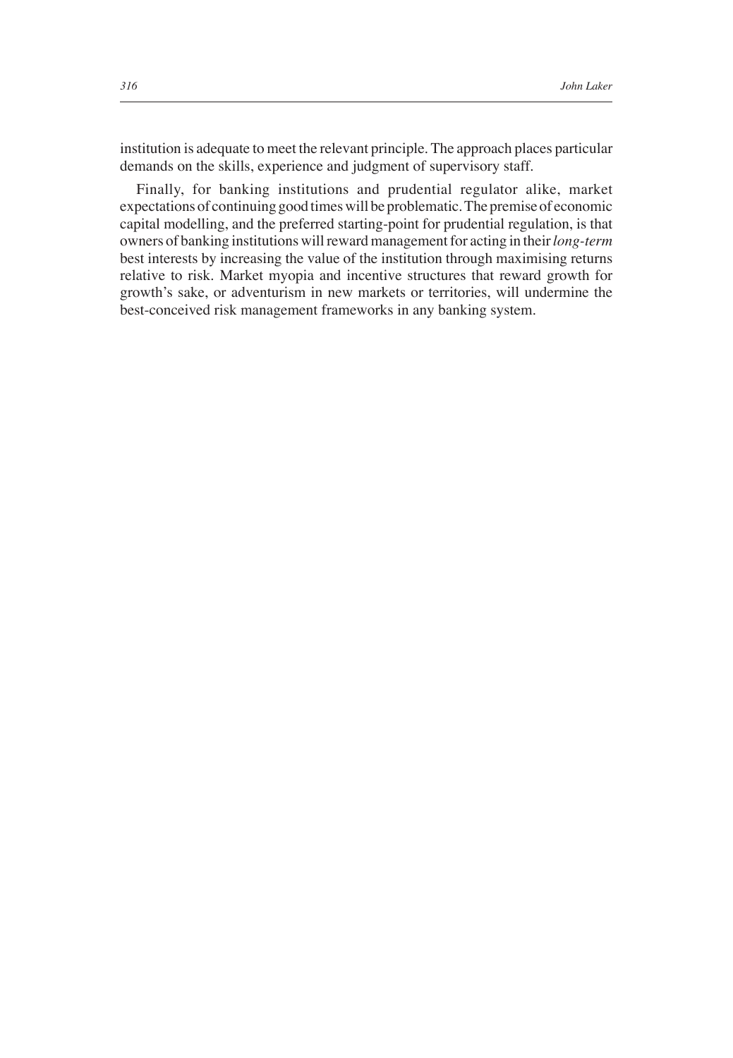institution is adequate to meet the relevant principle. The approach places particular demands on the skills, experience and judgment of supervisory staff.

Finally, for banking institutions and prudential regulator alike, market expectations of continuing good times will be problematic. The premise of economic capital modelling, and the preferred starting-point for prudential regulation, is that owners of banking institutions will reward management for acting in their *long-term* best interests by increasing the value of the institution through maximising returns relative to risk. Market myopia and incentive structures that reward growth for growth's sake, or adventurism in new markets or territories, will undermine the best-conceived risk management frameworks in any banking system.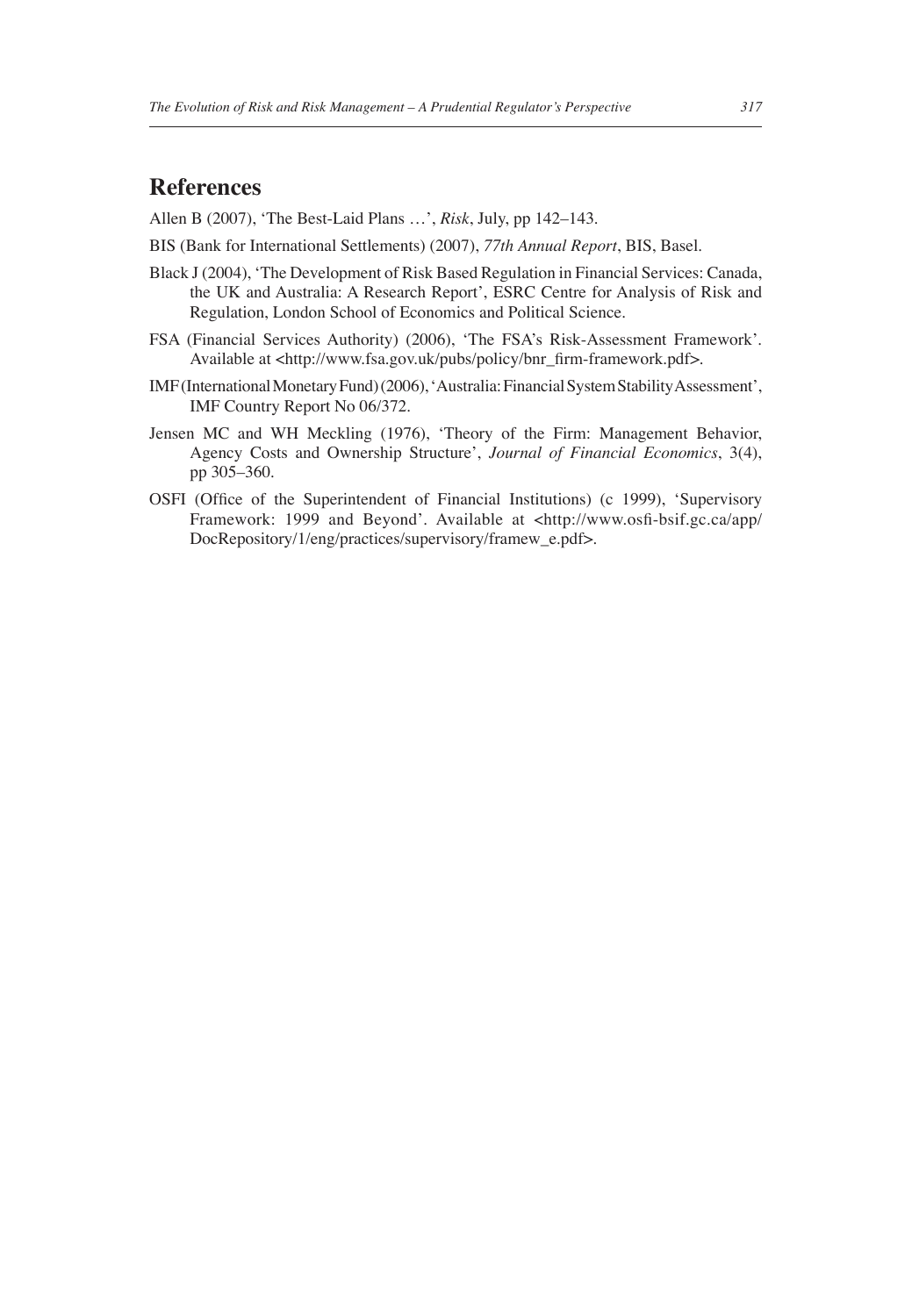## References

Allen B (2007), 'The Best-Laid Plans …', *Risk*, July, pp 142–143.

BIS (Bank for International Settlements) (2007), *77th Annual Report*, BIS, Basel.

Black J (2004), 'The Development of Risk Based Regulation in Financial Services: Canada, the UK and Australia: A Research Report', ESRC Centre for Analysis of Risk and Regulation, London School of Economics and Political Science.

FSA (Financial Services Authority) (2006), 'The FSA's Risk-Assessment Framework'. Available at <http://www.fsa.gov.uk/pubs/policy/bnr_firm-framework.pdf>.

IMF (International Monetary Fund) (2006), 'Australia: Financial System Stability Assessment', IMF Country Report No 06/372.

Jensen MC and WH Meckling (1976), 'Theory of the Firm: Management Behavior, Agency Costs and Ownership Structure', *Journal of Financial Economics*, 3(4), pp 305–360.

OSFI (Office of the Superintendent of Financial Institutions) (c 1999), 'Supervisory Framework: 1999 and Beyond'. Available at <http://www.osfi-bsif.gc.ca/app/DocRepository/1/eng/practices/supervisory/framew_e.pdf>.